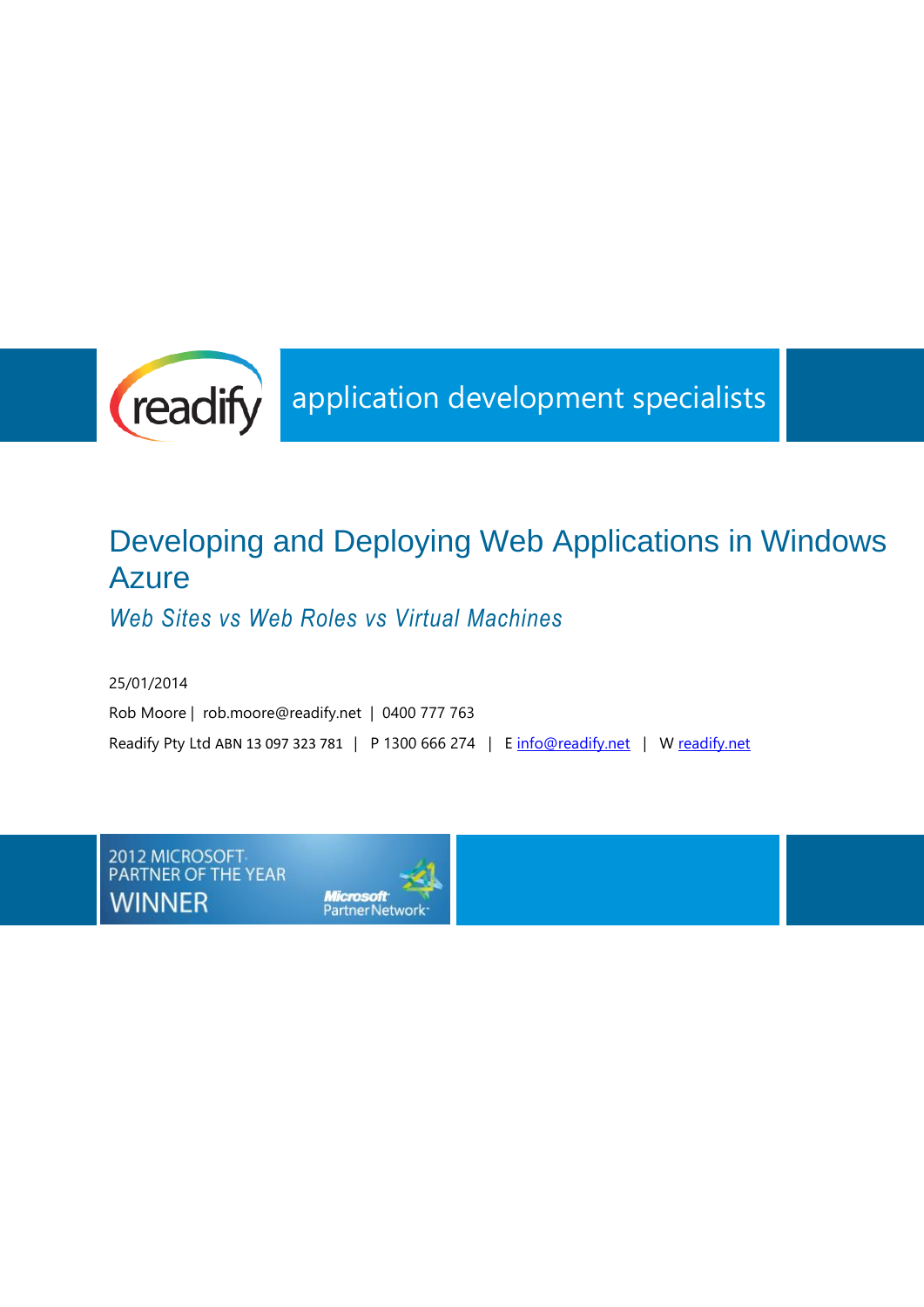readify

application development specialists

# Developing and Deploying Web Applications in Windows Azure

*Web Sites vs Web Roles vs Virtual Machines*

25/01/2014

Rob Moore | rob.moore@readify.net | 0400 777 763

Readify Pty Ltd ABN 13 097 323 781 | P 1300 666 274 | E info@readify.net | W readify.net

2012 MICROSOFT PARTNER OF THE YEAR WINNER

Microsoft Partner Network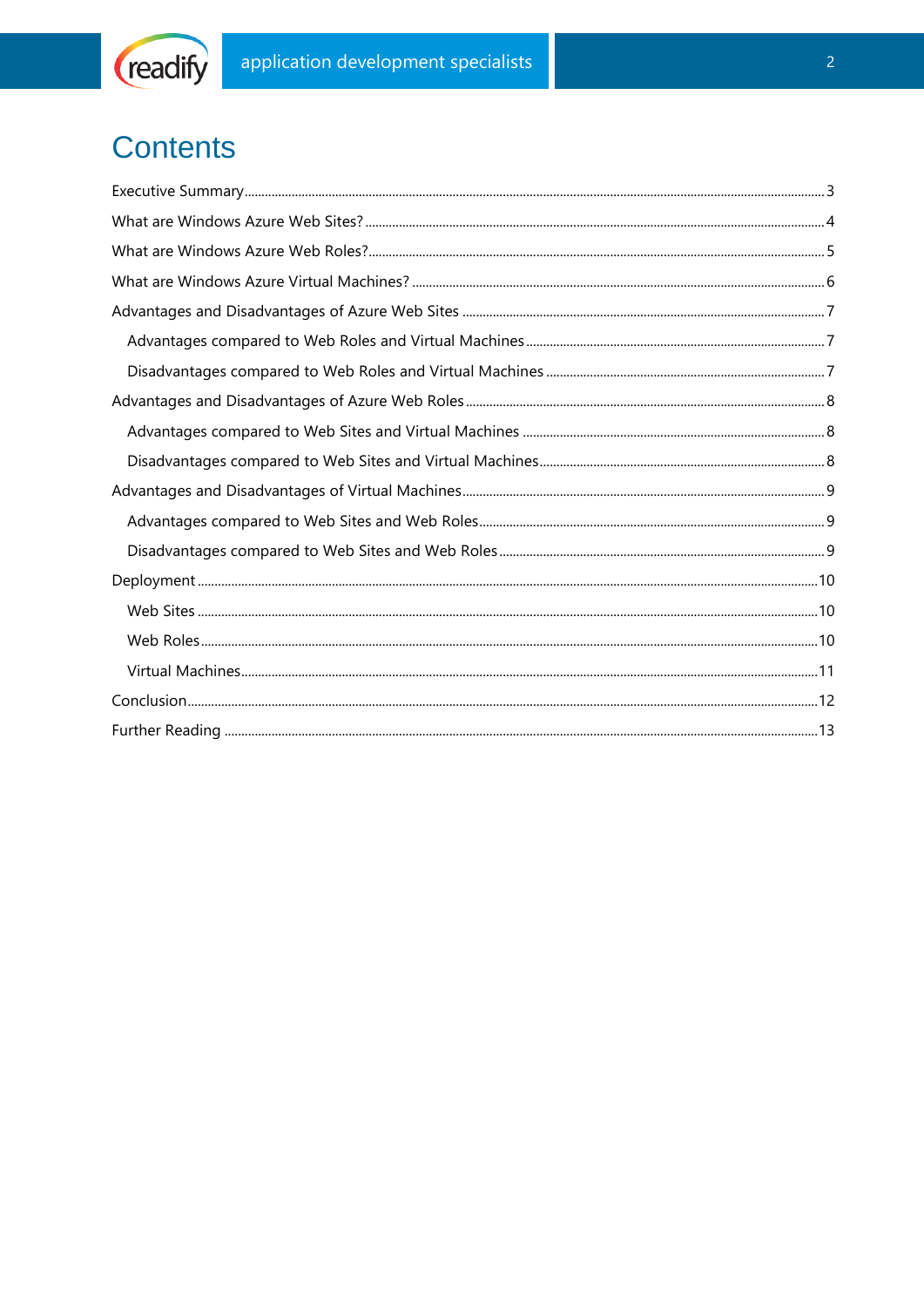# Contents

Executive Summary ..... 3

What are Windows Azure Web Sites? ..... 4

What are Windows Azure Web Roles? ..... 5

What are Windows Azure Virtual Machines? ..... 6

Advantages and Disadvantages of Azure Web Sites ..... 7

- Advantages compared to Web Roles and Virtual Machines ..... 7
- Disadvantages compared to Web Roles and Virtual Machines ..... 7

Advantages and Disadvantages of Azure Web Roles ..... 8

- Advantages compared to Web Sites and Virtual Machines ..... 8
- Disadvantages compared to Web Sites and Virtual Machines ..... 8

Advantages and Disadvantages of Virtual Machines ..... 9

- Advantages compared to Web Sites and Web Roles ..... 9
- Disadvantages compared to Web Sites and Web Roles ..... 9

Deployment ..... 10

- Web Sites ..... 10
- Web Roles ..... 10
- Virtual Machines ..... 11

Conclusion ..... 12

Further Reading ..... 13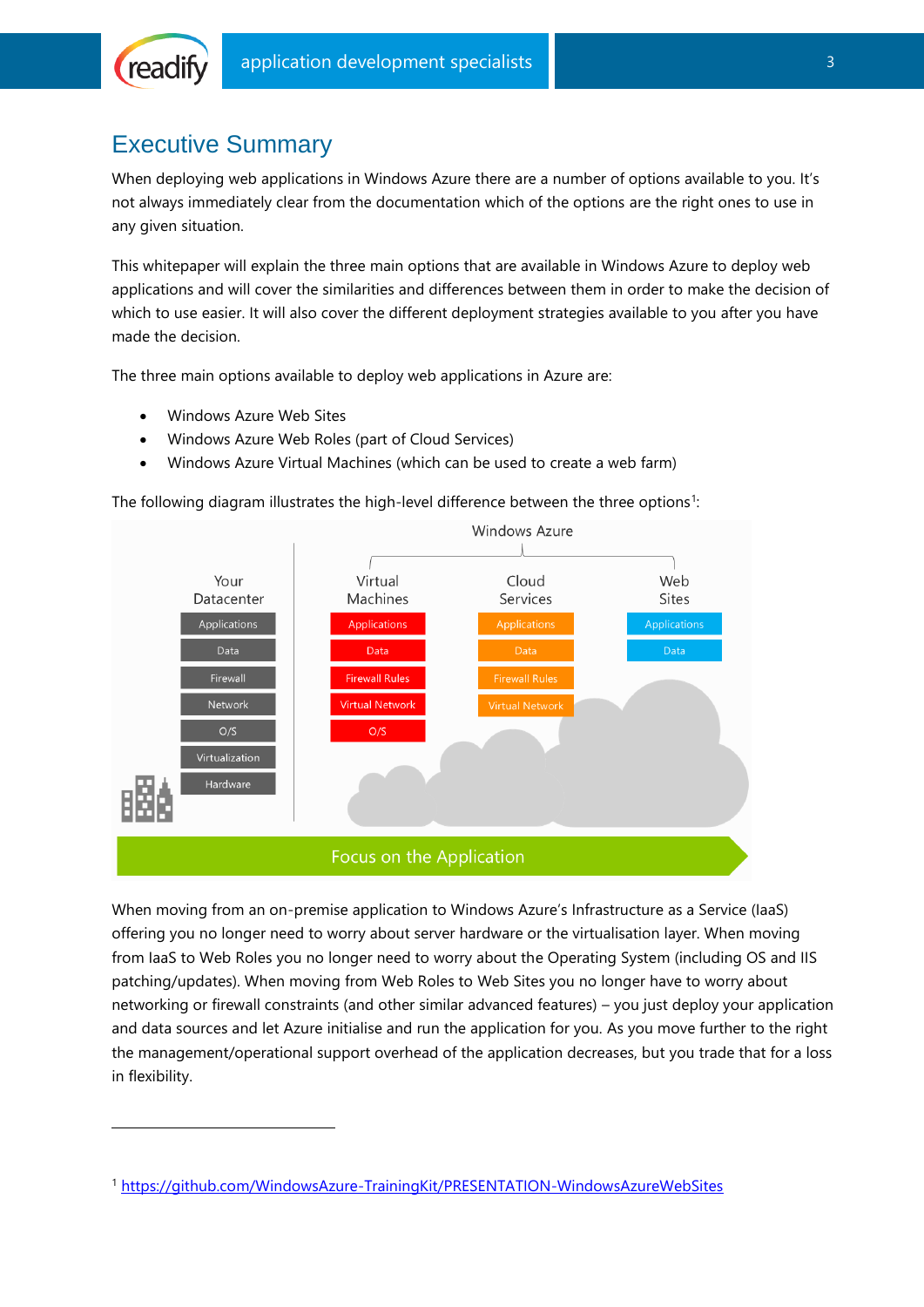# Executive Summary

When deploying web applications in Windows Azure there are a number of options available to you. It's not always immediately clear from the documentation which of the options are the right ones to use in any given situation.

This whitepaper will explain the three main options that are available in Windows Azure to deploy web applications and will cover the similarities and differences between them in order to make the decision of which to use easier. It will also cover the different deployment strategies available to you after you have made the decision.

The three main options available to deploy web applications in Azure are:

- Windows Azure Web Sites
- Windows Azure Web Roles (part of Cloud Services)
- Windows Azure Virtual Machines (which can be used to create a web farm)

The following diagram illustrates the high-level difference between the three options[1]:

| Your Datacenter | Virtual Machines | Cloud Services | Web Sites |
|---|---|---|---|
| Applications | Applications | Applications | Applications |
| Data | Data | Data | Data |
| Firewall | Firewall Rules | Firewall Rules | |
| Network | Virtual Network | Virtual Network | |
| O/S | O/S | | |
| Virtualization | | | |
| Hardware | | | |

Windows Azure — Focus on the Application

When moving from an on-premise application to Windows Azure's Infrastructure as a Service (IaaS) offering you no longer need to worry about server hardware or the virtualisation layer. When moving from IaaS to Web Roles you no longer need to worry about the Operating System (including OS and IIS patching/updates). When moving from Web Roles to Web Sites you no longer have to worry about networking or firewall constraints (and other similar advanced features) – you just deploy your application and data sources and let Azure initialise and run the application for you. As you move further to the right the management/operational support overhead of the application decreases, but you trade that for a loss in flexibility.

---

[1] https://github.com/WindowsAzure-TrainingKit/PRESENTATION-WindowsAzureWebSites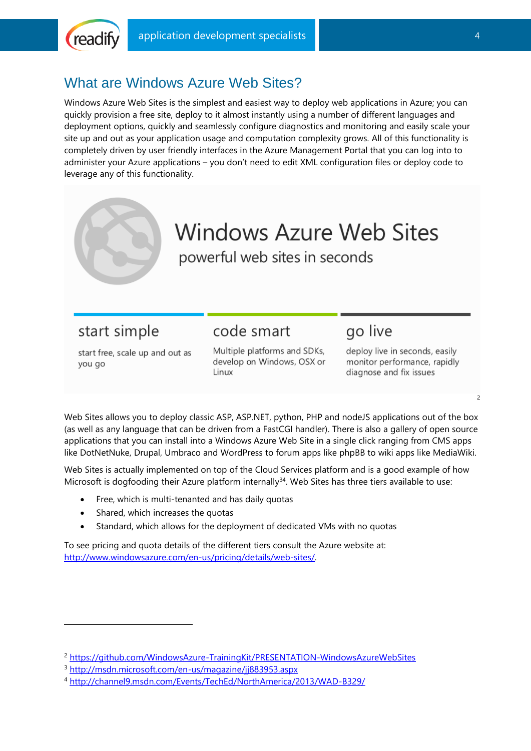## What are Windows Azure Web Sites?

Windows Azure Web Sites is the simplest and easiest way to deploy web applications in Azure; you can quickly provision a free site, deploy to it almost instantly using a number of different languages and deployment options, quickly and seamlessly configure diagnostics and monitoring and easily scale your site up and out as your application usage and computation complexity grows. All of this functionality is completely driven by user friendly interfaces in the Azure Management Portal that you can log into to administer your Azure applications – you don't need to edit XML configuration files or deploy code to leverage any of this functionality.

**Windows Azure Web Sites**
powerful web sites in seconds

**start simple**
start free, scale up and out as you go

**code smart**
Multiple platforms and SDKs, develop on Windows, OSX or Linux

**go live**
deploy live in seconds, easily monitor performance, rapidly diagnose and fix issues

[2]

Web Sites allows you to deploy classic ASP, ASP.NET, python, PHP and nodeJS applications out of the box (as well as any language that can be driven from a FastCGI handler). There is also a gallery of open source applications that you can install into a Windows Azure Web Site in a single click ranging from CMS apps like DotNetNuke, Drupal, Umbraco and WordPress to forum apps like phpBB to wiki apps like MediaWiki.

Web Sites is actually implemented on top of the Cloud Services platform and is a good example of how Microsoft is dogfooding their Azure platform internally[3][4]. Web Sites has three tiers available to use:

- Free, which is multi-tenanted and has daily quotas
- Shared, which increases the quotas
- Standard, which allows for the deployment of dedicated VMs with no quotas

To see pricing and quota details of the different tiers consult the Azure website at: http://www.windowsazure.com/en-us/pricing/details/web-sites/.

---

[2] https://github.com/WindowsAzure-TrainingKit/PRESENTATION-WindowsAzureWebSites
[3] http://msdn.microsoft.com/en-us/magazine/jj883953.aspx
[4] http://channel9.msdn.com/Events/TechEd/NorthAmerica/2013/WAD-B329/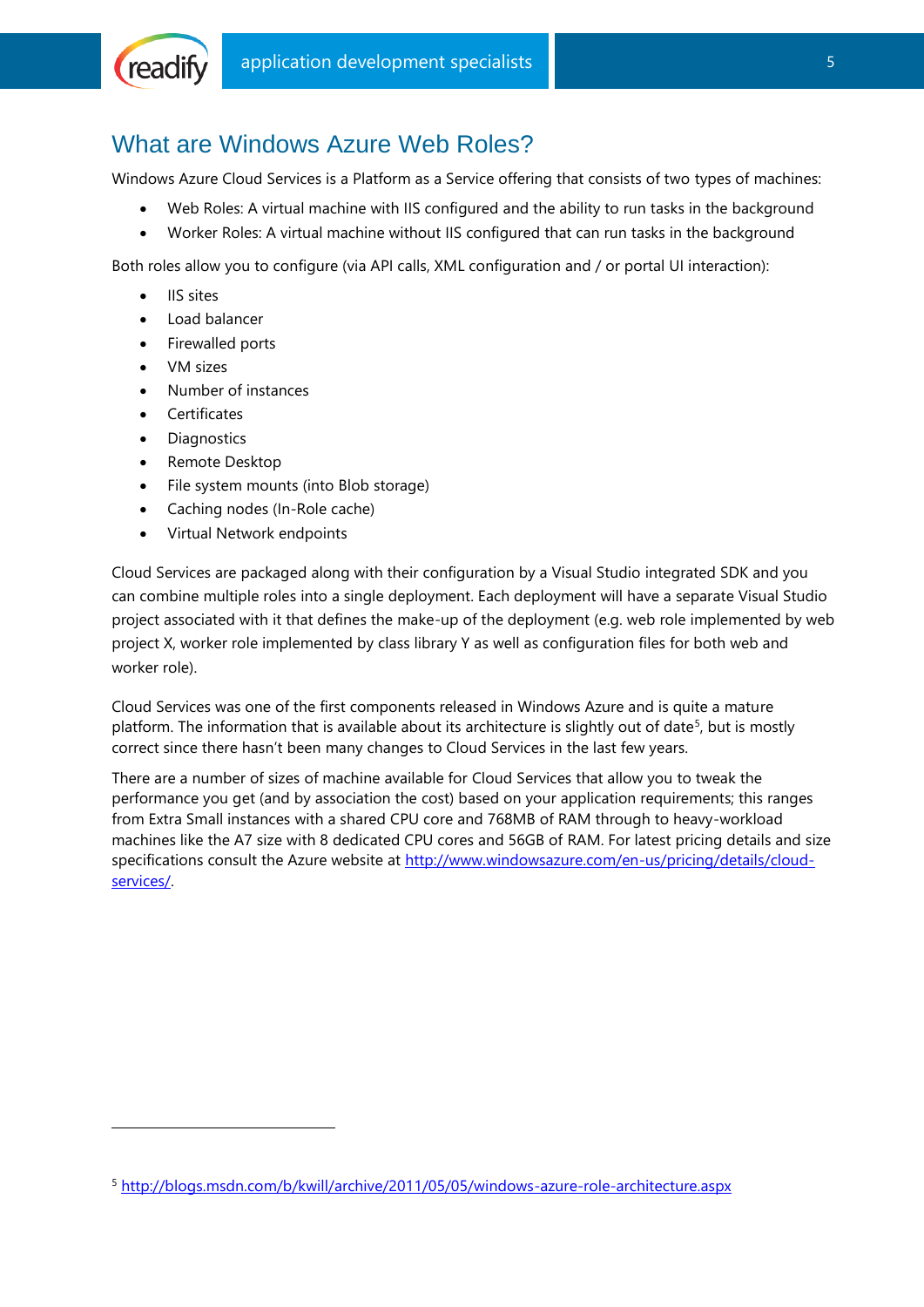## What are Windows Azure Web Roles?

Windows Azure Cloud Services is a Platform as a Service offering that consists of two types of machines:

- Web Roles: A virtual machine with IIS configured and the ability to run tasks in the background
- Worker Roles: A virtual machine without IIS configured that can run tasks in the background

Both roles allow you to configure (via API calls, XML configuration and / or portal UI interaction):

- IIS sites
- Load balancer
- Firewalled ports
- VM sizes
- Number of instances
- Certificates
- Diagnostics
- Remote Desktop
- File system mounts (into Blob storage)
- Caching nodes (In-Role cache)
- Virtual Network endpoints

Cloud Services are packaged along with their configuration by a Visual Studio integrated SDK and you can combine multiple roles into a single deployment. Each deployment will have a separate Visual Studio project associated with it that defines the make-up of the deployment (e.g. web role implemented by web project X, worker role implemented by class library Y as well as configuration files for both web and worker role).

Cloud Services was one of the first components released in Windows Azure and is quite a mature platform. The information that is available about its architecture is slightly out of date[5], but is mostly correct since there hasn't been many changes to Cloud Services in the last few years.

There are a number of sizes of machine available for Cloud Services that allow you to tweak the performance you get (and by association the cost) based on your application requirements; this ranges from Extra Small instances with a shared CPU core and 768MB of RAM through to heavy-workload machines like the A7 size with 8 dedicated CPU cores and 56GB of RAM. For latest pricing details and size specifications consult the Azure website at http://www.windowsazure.com/en-us/pricing/details/cloud-services/.

---

[5] http://blogs.msdn.com/b/kwill/archive/2011/05/05/windows-azure-role-architecture.aspx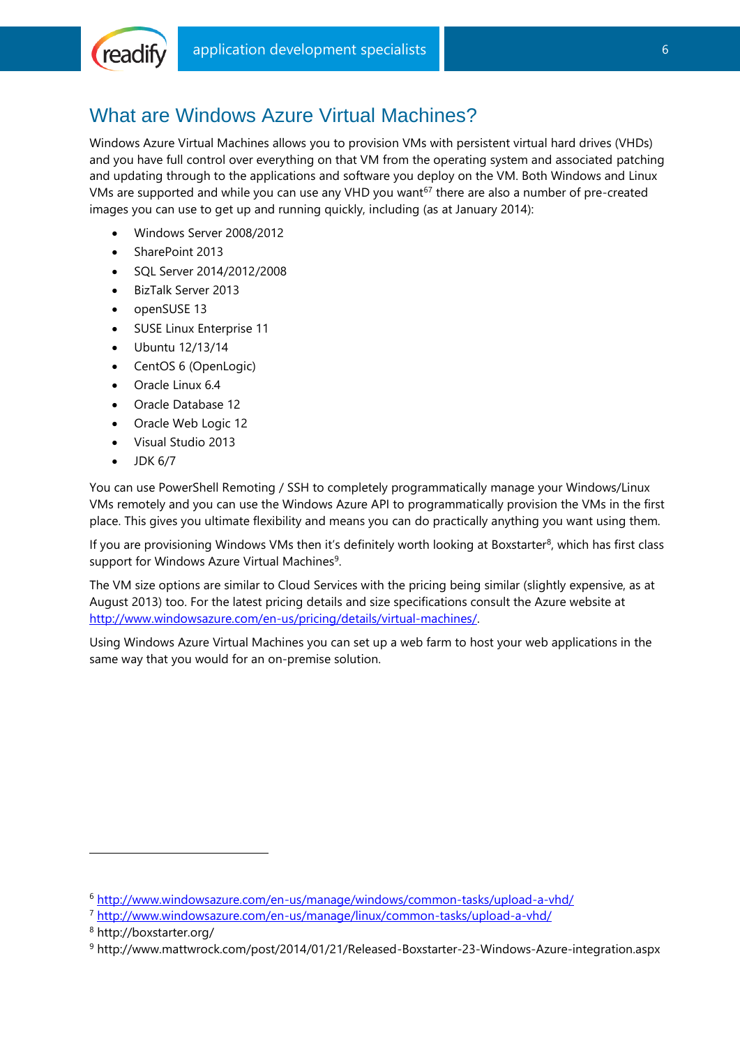## What are Windows Azure Virtual Machines?

Windows Azure Virtual Machines allows you to provision VMs with persistent virtual hard drives (VHDs) and you have full control over everything on that VM from the operating system and associated patching and updating through to the applications and software you deploy on the VM. Both Windows and Linux VMs are supported and while you can use any VHD you want[6][7] there are also a number of pre-created images you can use to get up and running quickly, including (as at January 2014):

- Windows Server 2008/2012
- SharePoint 2013
- SQL Server 2014/2012/2008
- BizTalk Server 2013
- openSUSE 13
- SUSE Linux Enterprise 11
- Ubuntu 12/13/14
- CentOS 6 (OpenLogic)
- Oracle Linux 6.4
- Oracle Database 12
- Oracle Web Logic 12
- Visual Studio 2013
- JDK 6/7

You can use PowerShell Remoting / SSH to completely programmatically manage your Windows/Linux VMs remotely and you can use the Windows Azure API to programmatically provision the VMs in the first place. This gives you ultimate flexibility and means you can do practically anything you want using them.

If you are provisioning Windows VMs then it's definitely worth looking at Boxstarter[8], which has first class support for Windows Azure Virtual Machines[9].

The VM size options are similar to Cloud Services with the pricing being similar (slightly expensive, as at August 2013) too. For the latest pricing details and size specifications consult the Azure website at http://www.windowsazure.com/en-us/pricing/details/virtual-machines/.

Using Windows Azure Virtual Machines you can set up a web farm to host your web applications in the same way that you would for an on-premise solution.

---

[6] http://www.windowsazure.com/en-us/manage/windows/common-tasks/upload-a-vhd/

[7] http://www.windowsazure.com/en-us/manage/linux/common-tasks/upload-a-vhd/

[8] http://boxstarter.org/

[9] http://www.mattwrock.com/post/2014/01/21/Released-Boxstarter-23-Windows-Azure-integration.aspx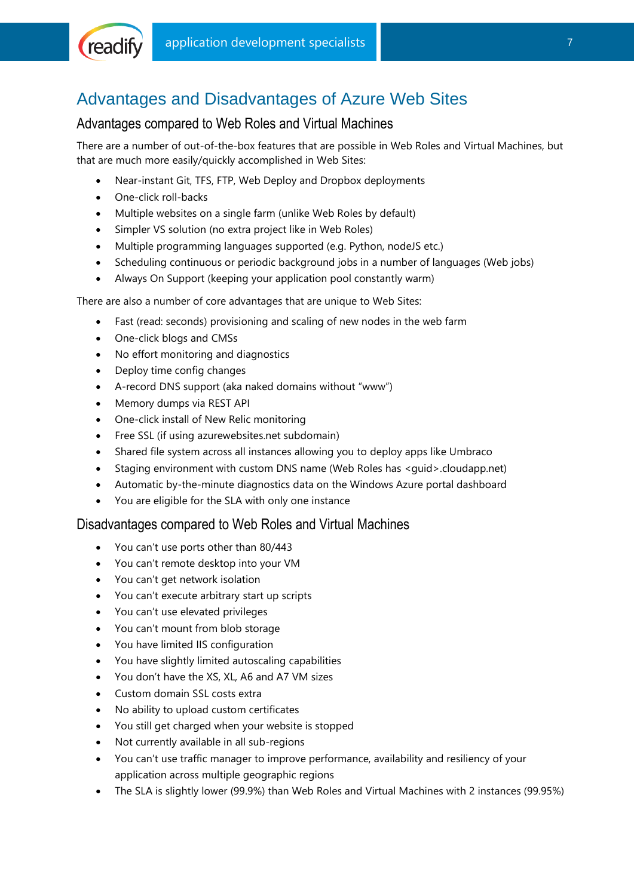# Advantages and Disadvantages of Azure Web Sites

## Advantages compared to Web Roles and Virtual Machines

There are a number of out-of-the-box features that are possible in Web Roles and Virtual Machines, but that are much more easily/quickly accomplished in Web Sites:

- Near-instant Git, TFS, FTP, Web Deploy and Dropbox deployments
- One-click roll-backs
- Multiple websites on a single farm (unlike Web Roles by default)
- Simpler VS solution (no extra project like in Web Roles)
- Multiple programming languages supported (e.g. Python, nodeJS etc.)
- Scheduling continuous or periodic background jobs in a number of languages (Web jobs)
- Always On Support (keeping your application pool constantly warm)

There are also a number of core advantages that are unique to Web Sites:

- Fast (read: seconds) provisioning and scaling of new nodes in the web farm
- One-click blogs and CMSs
- No effort monitoring and diagnostics
- Deploy time config changes
- A-record DNS support (aka naked domains without "www")
- Memory dumps via REST API
- One-click install of New Relic monitoring
- Free SSL (if using azurewebsites.net subdomain)
- Shared file system across all instances allowing you to deploy apps like Umbraco
- Staging environment with custom DNS name (Web Roles has <guid>.cloudapp.net)
- Automatic by-the-minute diagnostics data on the Windows Azure portal dashboard
- You are eligible for the SLA with only one instance

## Disadvantages compared to Web Roles and Virtual Machines

- You can't use ports other than 80/443
- You can't remote desktop into your VM
- You can't get network isolation
- You can't execute arbitrary start up scripts
- You can't use elevated privileges
- You can't mount from blob storage
- You have limited IIS configuration
- You have slightly limited autoscaling capabilities
- You don't have the XS, XL, A6 and A7 VM sizes
- Custom domain SSL costs extra
- No ability to upload custom certificates
- You still get charged when your website is stopped
- Not currently available in all sub-regions
- You can't use traffic manager to improve performance, availability and resiliency of your application across multiple geographic regions
- The SLA is slightly lower (99.9%) than Web Roles and Virtual Machines with 2 instances (99.95%)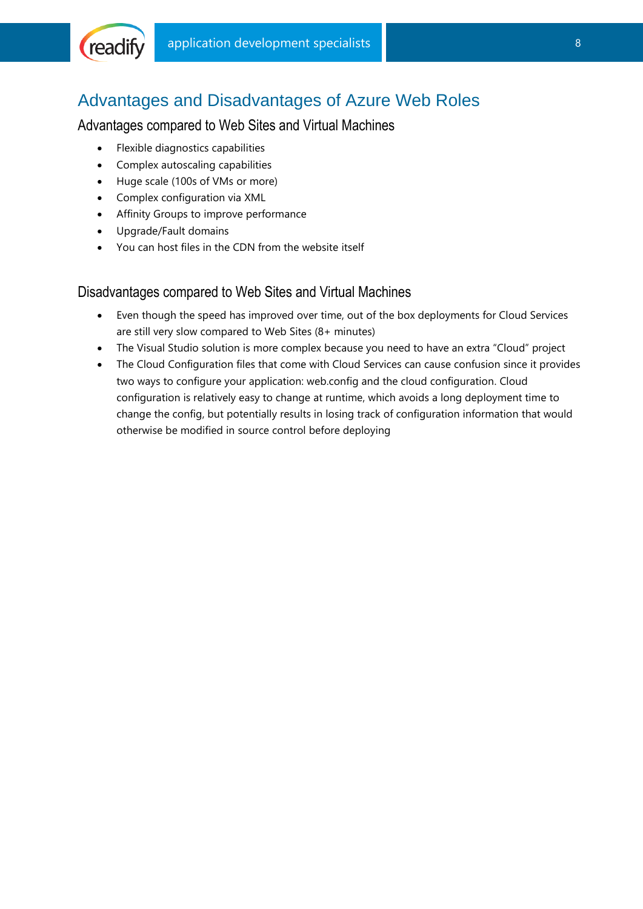# Advantages and Disadvantages of Azure Web Roles

## Advantages compared to Web Sites and Virtual Machines

- Flexible diagnostics capabilities
- Complex autoscaling capabilities
- Huge scale (100s of VMs or more)
- Complex configuration via XML
- Affinity Groups to improve performance
- Upgrade/Fault domains
- You can host files in the CDN from the website itself

## Disadvantages compared to Web Sites and Virtual Machines

- Even though the speed has improved over time, out of the box deployments for Cloud Services are still very slow compared to Web Sites (8+ minutes)
- The Visual Studio solution is more complex because you need to have an extra "Cloud" project
- The Cloud Configuration files that come with Cloud Services can cause confusion since it provides two ways to configure your application: web.config and the cloud configuration. Cloud configuration is relatively easy to change at runtime, which avoids a long deployment time to change the config, but potentially results in losing track of configuration information that would otherwise be modified in source control before deploying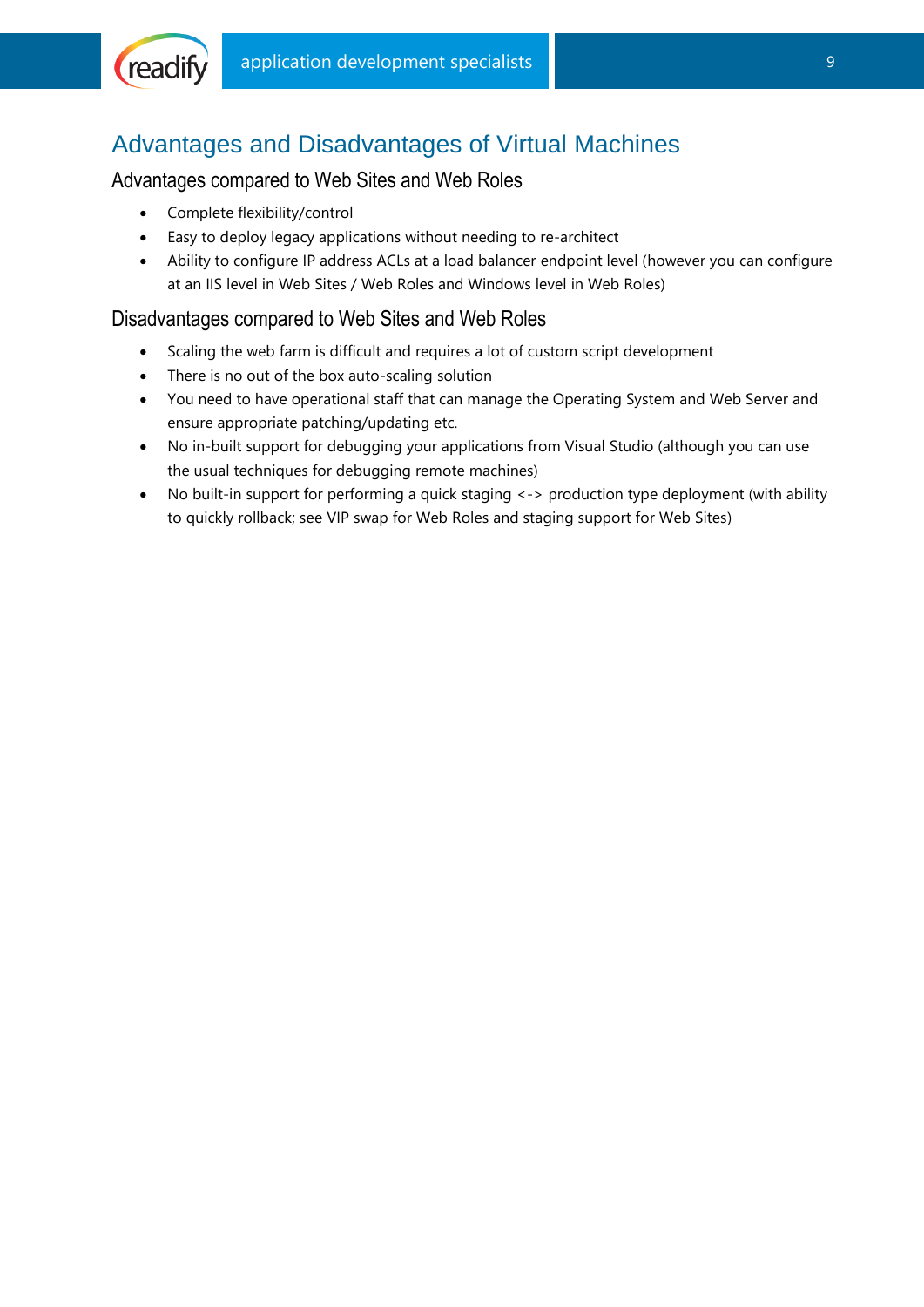## Advantages and Disadvantages of Virtual Machines

### Advantages compared to Web Sites and Web Roles

- Complete flexibility/control
- Easy to deploy legacy applications without needing to re-architect
- Ability to configure IP address ACLs at a load balancer endpoint level (however you can configure at an IIS level in Web Sites / Web Roles and Windows level in Web Roles)

### Disadvantages compared to Web Sites and Web Roles

- Scaling the web farm is difficult and requires a lot of custom script development
- There is no out of the box auto-scaling solution
- You need to have operational staff that can manage the Operating System and Web Server and ensure appropriate patching/updating etc.
- No in-built support for debugging your applications from Visual Studio (although you can use the usual techniques for debugging remote machines)
- No built-in support for performing a quick staging <-> production type deployment (with ability to quickly rollback; see VIP swap for Web Roles and staging support for Web Sites)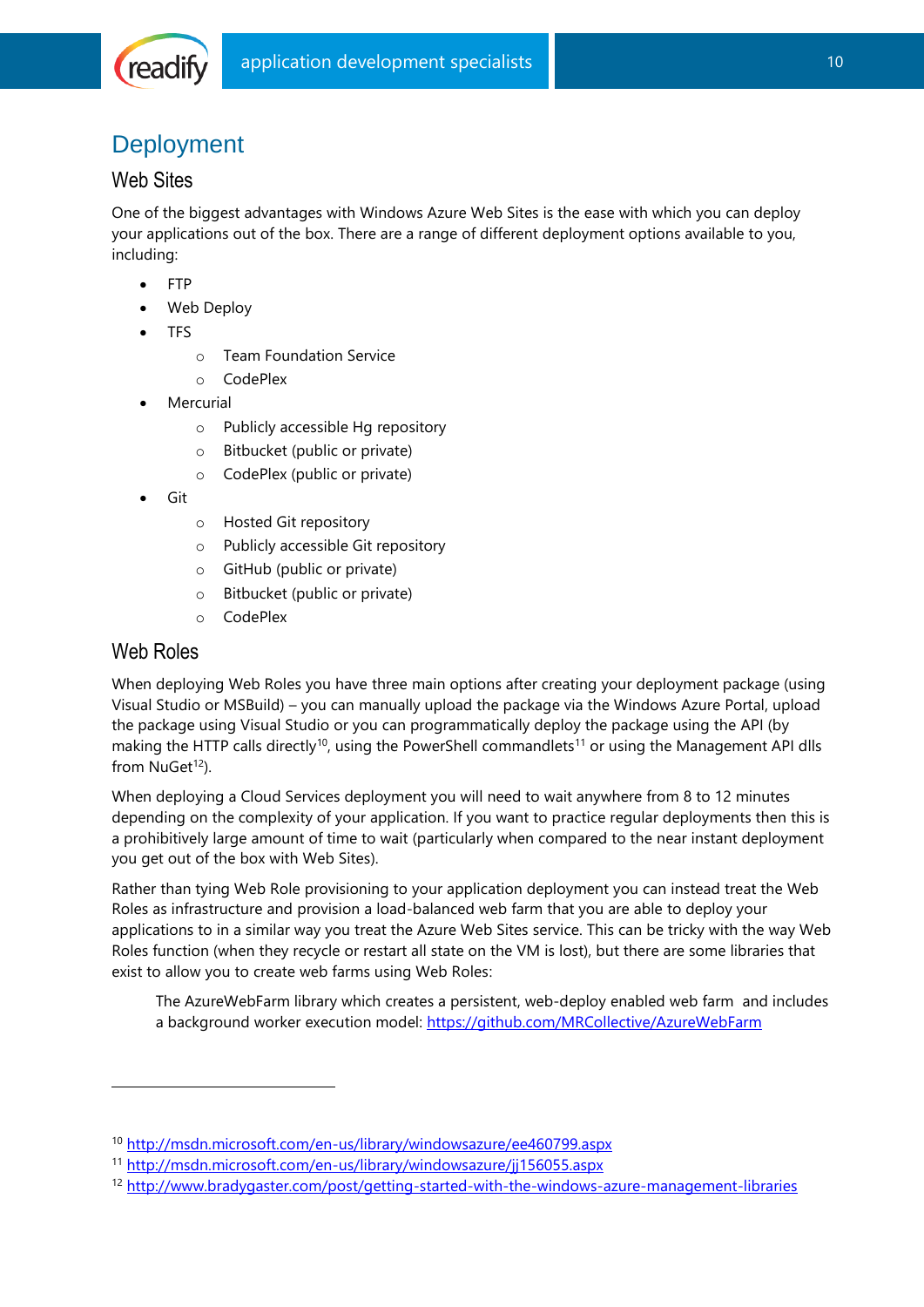# Deployment

## Web Sites

One of the biggest advantages with Windows Azure Web Sites is the ease with which you can deploy your applications out of the box. There are a range of different deployment options available to you, including:

- FTP
- Web Deploy
- TFS
  - Team Foundation Service
  - CodePlex
- Mercurial
  - Publicly accessible Hg repository
  - Bitbucket (public or private)
  - CodePlex (public or private)
- Git
  - Hosted Git repository
  - Publicly accessible Git repository
  - GitHub (public or private)
  - Bitbucket (public or private)
  - CodePlex

## Web Roles

When deploying Web Roles you have three main options after creating your deployment package (using Visual Studio or MSBuild) – you can manually upload the package via the Windows Azure Portal, upload the package using Visual Studio or you can programmatically deploy the package using the API (by making the HTTP calls directly[10], using the PowerShell commandlets[11] or using the Management API dlls from NuGet[12]).

When deploying a Cloud Services deployment you will need to wait anywhere from 8 to 12 minutes depending on the complexity of your application. If you want to practice regular deployments then this is a prohibitively large amount of time to wait (particularly when compared to the near instant deployment you get out of the box with Web Sites).

Rather than tying Web Role provisioning to your application deployment you can instead treat the Web Roles as infrastructure and provision a load-balanced web farm that you are able to deploy your applications to in a similar way you treat the Azure Web Sites service. This can be tricky with the way Web Roles function (when they recycle or restart all state on the VM is lost), but there are some libraries that exist to allow you to create web farms using Web Roles:

> The AzureWebFarm library which creates a persistent, web-deploy enabled web farm and includes a background worker execution model: https://github.com/MRCollective/AzureWebFarm

---

[10] http://msdn.microsoft.com/en-us/library/windowsazure/ee460799.aspx

[11] http://msdn.microsoft.com/en-us/library/windowsazure/jj156055.aspx

[12] http://www.bradygaster.com/post/getting-started-with-the-windows-azure-management-libraries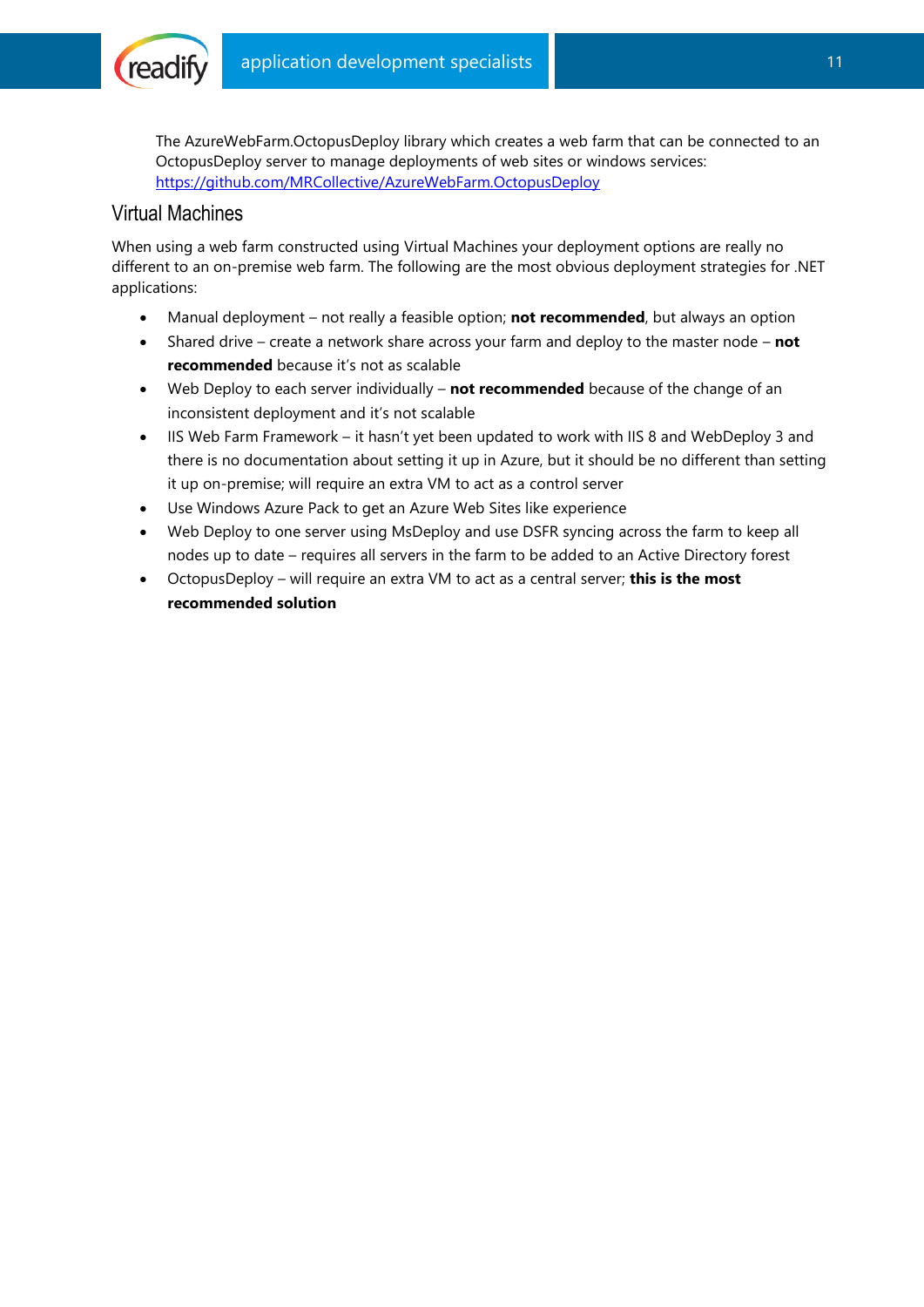The AzureWebFarm.OctopusDeploy library which creates a web farm that can be connected to an OctopusDeploy server to manage deployments of web sites or windows services: https://github.com/MRCollective/AzureWebFarm.OctopusDeploy

## Virtual Machines

When using a web farm constructed using Virtual Machines your deployment options are really no different to an on-premise web farm. The following are the most obvious deployment strategies for .NET applications:

- Manual deployment – not really a feasible option; **not recommended**, but always an option
- Shared drive – create a network share across your farm and deploy to the master node – **not recommended** because it's not as scalable
- Web Deploy to each server individually – **not recommended** because of the change of an inconsistent deployment and it's not scalable
- IIS Web Farm Framework – it hasn't yet been updated to work with IIS 8 and WebDeploy 3 and there is no documentation about setting it up in Azure, but it should be no different than setting it up on-premise; will require an extra VM to act as a control server
- Use Windows Azure Pack to get an Azure Web Sites like experience
- Web Deploy to one server using MsDeploy and use DSFR syncing across the farm to keep all nodes up to date – requires all servers in the farm to be added to an Active Directory forest
- OctopusDeploy – will require an extra VM to act as a central server; **this is the most recommended solution**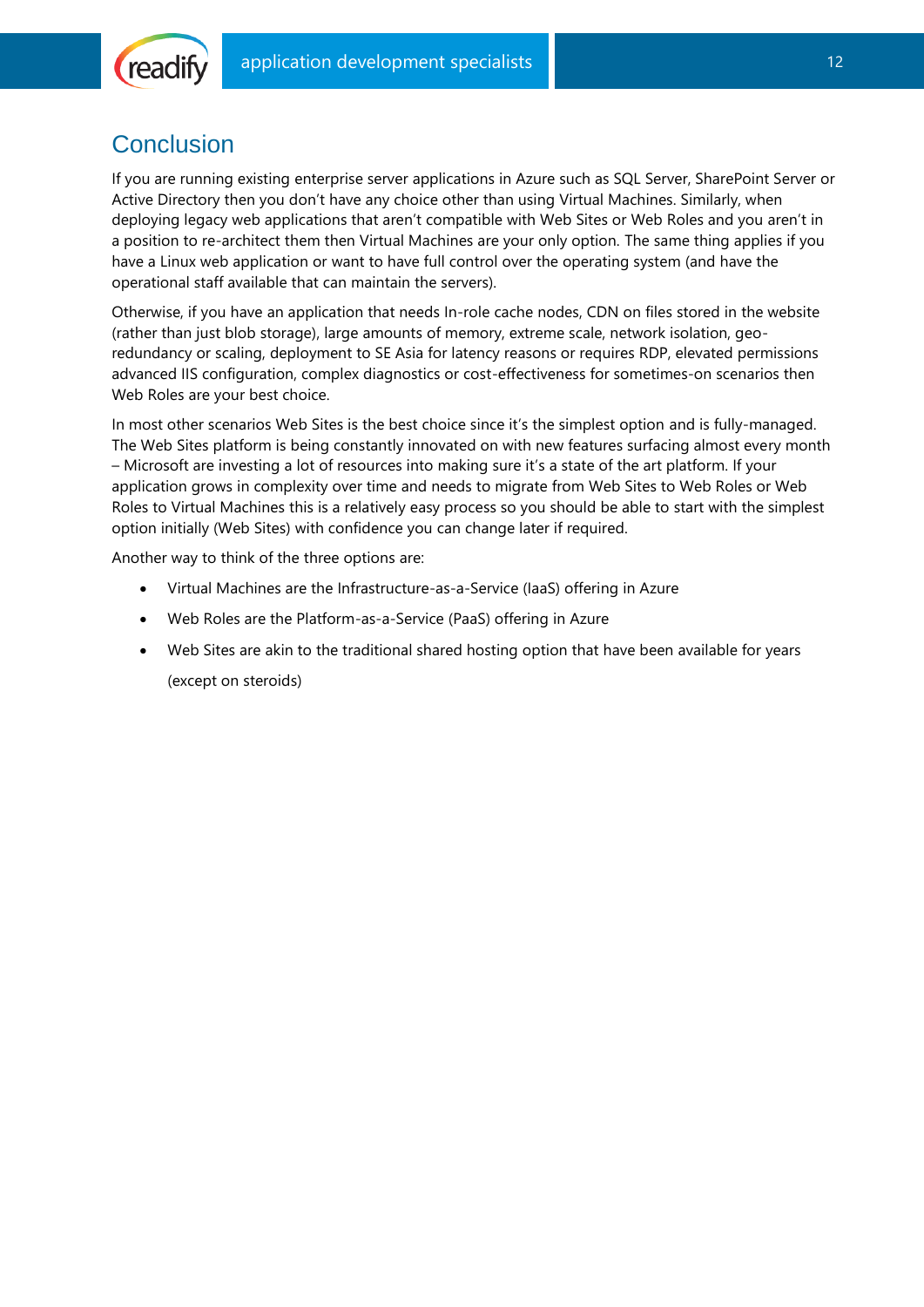# Conclusion

If you are running existing enterprise server applications in Azure such as SQL Server, SharePoint Server or Active Directory then you don't have any choice other than using Virtual Machines. Similarly, when deploying legacy web applications that aren't compatible with Web Sites or Web Roles and you aren't in a position to re-architect them then Virtual Machines are your only option. The same thing applies if you have a Linux web application or want to have full control over the operating system (and have the operational staff available that can maintain the servers).

Otherwise, if you have an application that needs In-role cache nodes, CDN on files stored in the website (rather than just blob storage), large amounts of memory, extreme scale, network isolation, geo-redundancy or scaling, deployment to SE Asia for latency reasons or requires RDP, elevated permissions advanced IIS configuration, complex diagnostics or cost-effectiveness for sometimes-on scenarios then Web Roles are your best choice.

In most other scenarios Web Sites is the best choice since it's the simplest option and is fully-managed. The Web Sites platform is being constantly innovated on with new features surfacing almost every month – Microsoft are investing a lot of resources into making sure it's a state of the art platform. If your application grows in complexity over time and needs to migrate from Web Sites to Web Roles or Web Roles to Virtual Machines this is a relatively easy process so you should be able to start with the simplest option initially (Web Sites) with confidence you can change later if required.

Another way to think of the three options are:

- Virtual Machines are the Infrastructure-as-a-Service (IaaS) offering in Azure
- Web Roles are the Platform-as-a-Service (PaaS) offering in Azure
- Web Sites are akin to the traditional shared hosting option that have been available for years (except on steroids)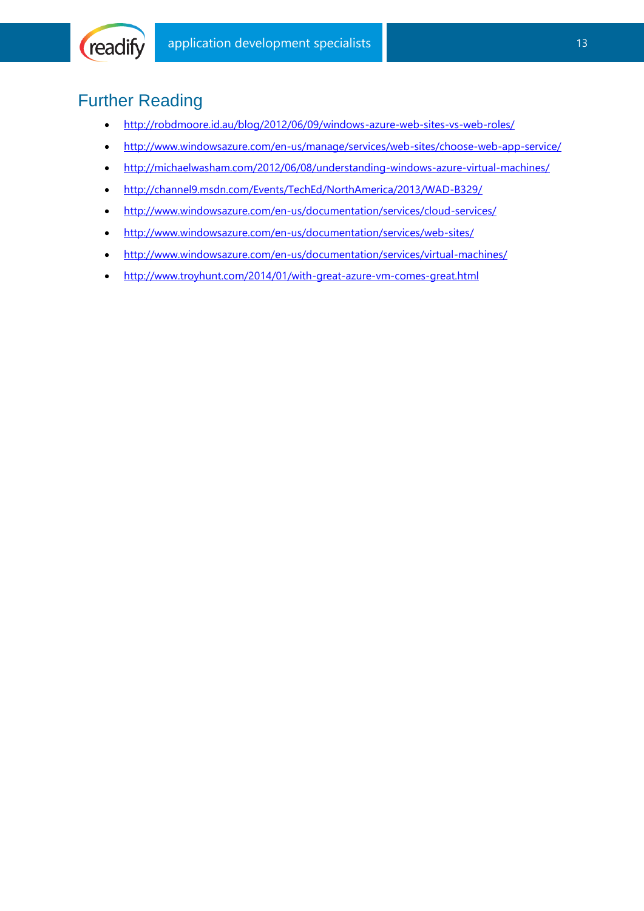## Further Reading

- http://robdmoore.id.au/blog/2012/06/09/windows-azure-web-sites-vs-web-roles/
- http://www.windowsazure.com/en-us/manage/services/web-sites/choose-web-app-service/
- http://michaelwasham.com/2012/06/08/understanding-windows-azure-virtual-machines/
- http://channel9.msdn.com/Events/TechEd/NorthAmerica/2013/WAD-B329/
- http://www.windowsazure.com/en-us/documentation/services/cloud-services/
- http://www.windowsazure.com/en-us/documentation/services/web-sites/
- http://www.windowsazure.com/en-us/documentation/services/virtual-machines/
- http://www.troyhunt.com/2014/01/with-great-azure-vm-comes-great.html